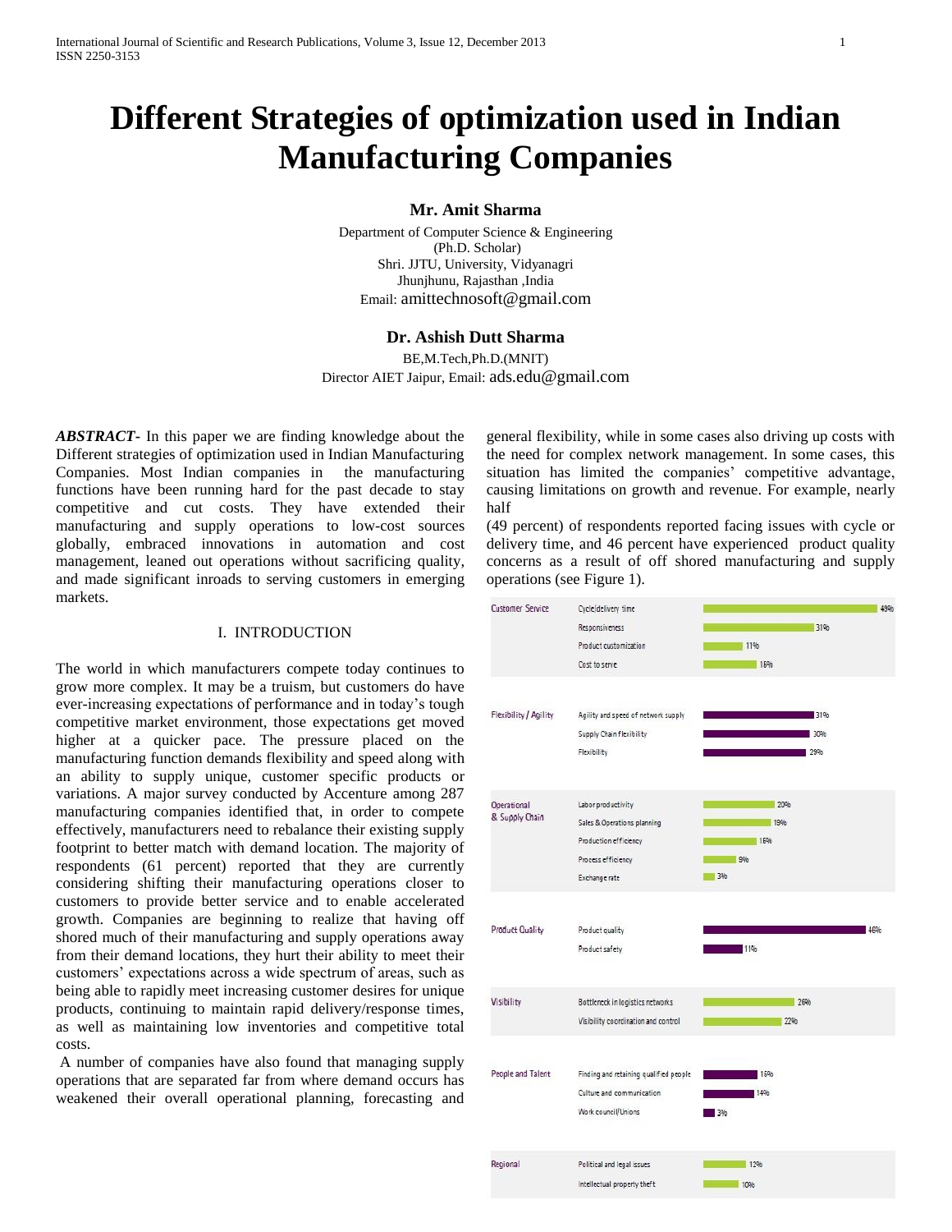# Different Strategies of optimization used in Indian Manufacturing Companies

**Mr. Amit Sharma**

Department of Computer Science & Engineering
(Ph.D. Scholar)
Shri. JJTU, University, Vidyanagri
Jhunjhunu, Rajasthan ,India
Email: amittechnosoft@gmail.com

**Dr. Ashish Dutt Sharma**

BE,M.Tech,Ph.D.(MNIT)
Director AIET Jaipur, Email: ads.edu@gmail.com

***ABSTRACT***- In this paper we are finding knowledge about the Different strategies of optimization used in Indian Manufacturing Companies. Most Indian companies in the manufacturing functions have been running hard for the past decade to stay competitive and cut costs. They have extended their manufacturing and supply operations to low-cost sources globally, embraced innovations in automation and cost management, leaned out operations without sacrificing quality, and made significant inroads to serving customers in emerging markets.

## I. INTRODUCTION

The world in which manufacturers compete today continues to grow more complex. It may be a truism, but customers do have ever-increasing expectations of performance and in today's tough competitive market environment, those expectations get moved higher at a quicker pace. The pressure placed on the manufacturing function demands flexibility and speed along with an ability to supply unique, customer specific products or variations. A major survey conducted by Accenture among 287 manufacturing companies identified that, in order to compete effectively, manufacturers need to rebalance their existing supply footprint to better match with demand location. The majority of respondents (61 percent) reported that they are currently considering shifting their manufacturing operations closer to customers to provide better service and to enable accelerated growth. Companies are beginning to realize that having off shored much of their manufacturing and supply operations away from their demand locations, they hurt their ability to meet their customers' expectations across a wide spectrum of areas, such as being able to rapidly meet increasing customer desires for unique products, continuing to maintain rapid delivery/response times, as well as maintaining low inventories and competitive total costs.

A number of companies have also found that managing supply operations that are separated far from where demand occurs has weakened their overall operational planning, forecasting and general flexibility, while in some cases also driving up costs with the need for complex network management. In some cases, this situation has limited the companies' competitive advantage, causing limitations on growth and revenue. For example, nearly half (49 percent) of respondents reported facing issues with cycle or delivery time, and 46 percent have experienced product quality concerns as a result of off shored manufacturing and supply operations (see Figure 1).

| Category | Issue | % |
|---|---|---|
| Customer Service | Cycle/delivery time | 49% |
| | Responsiveness | 31% |
| | Product customization | 11% |
| | Cost to serve | 16% |
| Flexibility / Agility | Agility and speed of network supply | 31% |
| | Supply Chain flexibility | 30% |
| | Flexibility | 29% |
| Operational & Supply Chain | Labor productivity | 20% |
| | Sales & Operations planning | 19% |
| | Production efficiency | 16% |
| | Process efficiency | 9% |
| | Exchange rate | 3% |
| Product Quality | Product quality | 46% |
| | Product safety | 11% |
| Visibility | Bottleneck in logistics networks | 26% |
| | Visibility coordination and control | 22% |
| People and Talent | Finding and retaining qualified people | 16% |
| | Culture and communication | 14% |
| | Work council/Unions | 3% |
| Regional | Political and legal issues | 12% |
| | Intellectual property theft | 10% |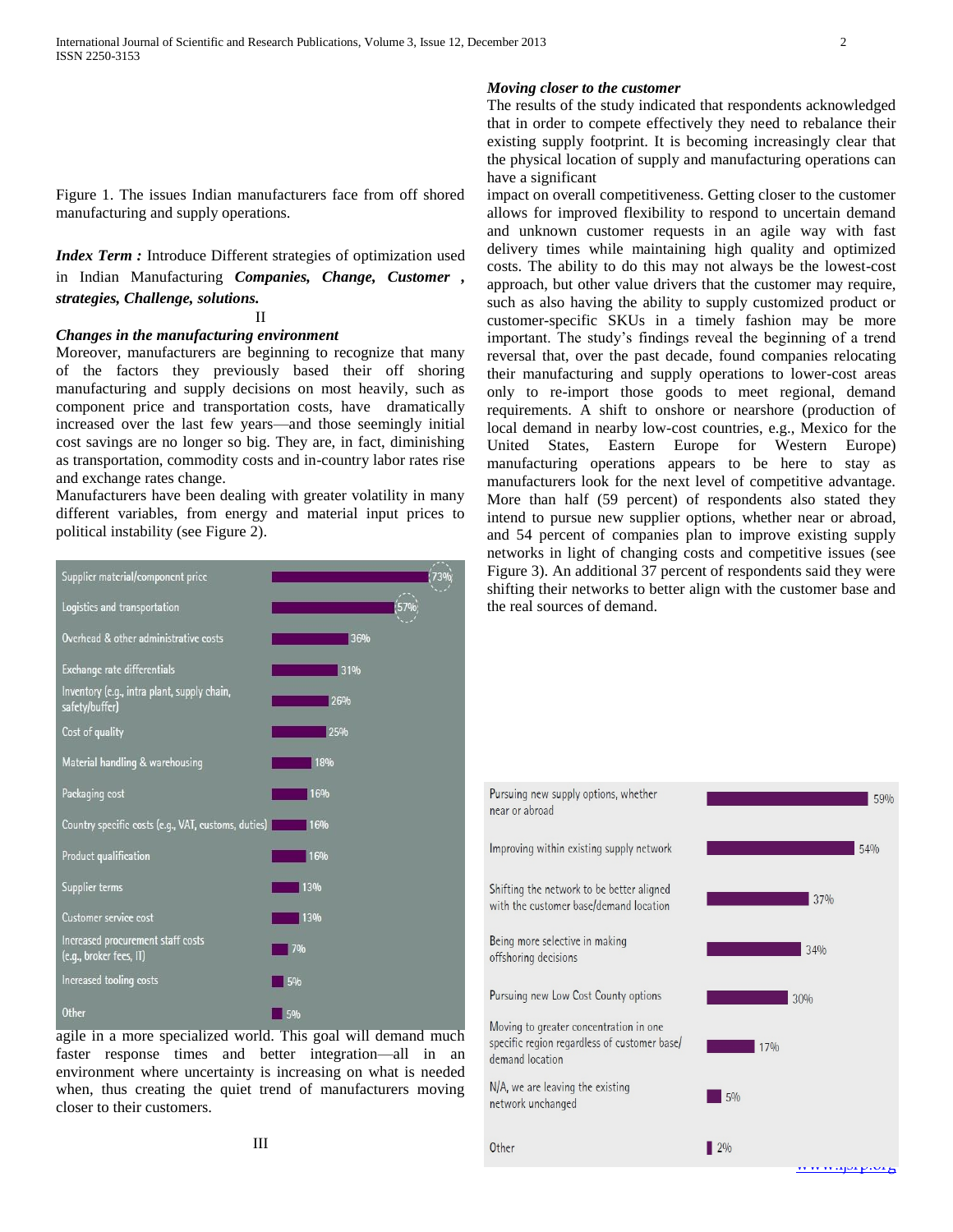Figure 1. The issues Indian manufacturers face from off shored manufacturing and supply operations.

***Index Term :*** Introduce Different strategies of optimization used in Indian Manufacturing ***Companies, Change, Customer , strategies, Challenge, solutions.***

II

### *Changes in the manufacturing environment*

Moreover, manufacturers are beginning to recognize that many of the factors they previously based their off shoring manufacturing and supply decisions on most heavily, such as component price and transportation costs, have dramatically increased over the last few years—and those seemingly initial cost savings are no longer so big. They are, in fact, diminishing as transportation, commodity costs and in-country labor rates rise and exchange rates change.

Manufacturers have been dealing with greater volatility in many different variables, from energy and material input prices to political instability (see Figure 2).

| Issue | % |
| --- | --- |
| Supplier material/component price | 73% |
| Logistics and transportation | 57% |
| Overhead & other administrative costs | 36% |
| Exchange rate differentials | 31% |
| Inventory (e.g., intra plant, supply chain, safety/buffer) | 26% |
| Cost of quality | 25% |
| Material handling & warehousing | 18% |
| Packaging cost | 16% |
| Country specific costs (e.g., VAT, customs, duties) | 16% |
| Product qualification | 16% |
| Supplier terms | 13% |
| Customer service cost | 13% |
| Increased procurement staff costs (e.g., broker fees, IT) | 7% |
| Increased tooling costs | 5% |
| Other | 5% |

agile in a more specialized world. This goal will demand much faster response times and better integration—all in an environment where uncertainty is increasing on what is needed when, thus creating the quiet trend of manufacturers moving closer to their customers.

III

### *Moving closer to the customer*

The results of the study indicated that respondents acknowledged that in order to compete effectively they need to rebalance their existing supply footprint. It is becoming increasingly clear that the physical location of supply and manufacturing operations can have a significant impact on overall competitiveness. Getting closer to the customer allows for improved flexibility to respond to uncertain demand and unknown customer requests in an agile way with fast delivery times while maintaining high quality and optimized costs. The ability to do this may not always be the lowest-cost approach, but other value drivers that the customer may require, such as also having the ability to supply customized product or customer-specific SKUs in a timely fashion may be more important. The study's findings reveal the beginning of a trend reversal that, over the past decade, found companies relocating their manufacturing and supply operations to lower-cost areas only to re-import those goods to meet regional, demand requirements. A shift to onshore or nearshore (production of local demand in nearby low-cost countries, e.g., Mexico for the United States, Eastern Europe for Western Europe) manufacturing operations appears to be here to stay as manufacturers look for the next level of competitive advantage. More than half (59 percent) of respondents also stated they intend to pursue new supplier options, whether near or abroad, and 54 percent of companies plan to improve existing supply networks in light of changing costs and competitive issues (see Figure 3). An additional 37 percent of respondents said they were shifting their networks to better align with the customer base and the real sources of demand.

| Option | % |
| --- | --- |
| Pursuing new supply options, whether near or abroad | 59% |
| Improving within existing supply network | 54% |
| Shifting the network to be better aligned with the customer base/demand location | 37% |
| Being more selective in making offshoring decisions | 34% |
| Pursuing new Low Cost County options | 30% |
| Moving to greater concentration in one specific region regardless of customer base/ demand location | 17% |
| N/A, we are leaving the existing network unchanged | 5% |
| Other | 2% |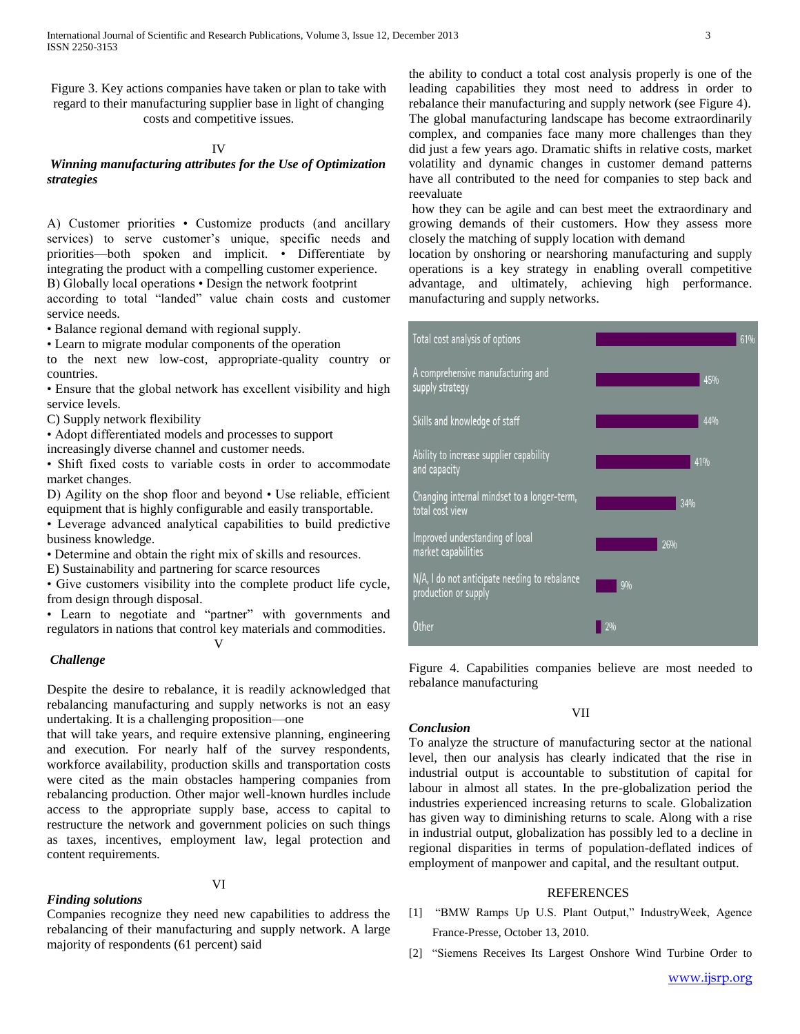Figure 3. Key actions companies have taken or plan to take with regard to their manufacturing supplier base in light of changing costs and competitive issues.

## IV
### *Winning manufacturing attributes for the Use of Optimization strategies*

A) Customer priorities • Customize products (and ancillary services) to serve customer's unique, specific needs and priorities—both spoken and implicit. • Differentiate by integrating the product with a compelling customer experience.

B) Globally local operations • Design the network footprint according to total "landed" value chain costs and customer service needs.

• Balance regional demand with regional supply.

• Learn to migrate modular components of the operation to the next new low-cost, appropriate-quality country or countries.

• Ensure that the global network has excellent visibility and high service levels.

C) Supply network flexibility

• Adopt differentiated models and processes to support increasingly diverse channel and customer needs.

• Shift fixed costs to variable costs in order to accommodate market changes.

D) Agility on the shop floor and beyond • Use reliable, efficient equipment that is highly configurable and easily transportable.

• Leverage advanced analytical capabilities to build predictive business knowledge.

• Determine and obtain the right mix of skills and resources.

E) Sustainability and partnering for scarce resources

• Give customers visibility into the complete product life cycle, from design through disposal.

• Learn to negotiate and "partner" with governments and regulators in nations that control key materials and commodities.

## V
### *Challenge*

Despite the desire to rebalance, it is readily acknowledged that rebalancing manufacturing and supply networks is not an easy undertaking. It is a challenging proposition—one that will take years, and require extensive planning, engineering and execution. For nearly half of the survey respondents, workforce availability, production skills and transportation costs were cited as the main obstacles hampering companies from rebalancing production. Other major well-known hurdles include access to the appropriate supply base, access to capital to restructure the network and government policies on such things as taxes, incentives, employment law, legal protection and content requirements.

## VI
### *Finding solutions*

Companies recognize they need new capabilities to address the rebalancing of their manufacturing and supply network. A large majority of respondents (61 percent) said the ability to conduct a total cost analysis properly is one of the leading capabilities they most need to address in order to rebalance their manufacturing and supply network (see Figure 4). The global manufacturing landscape has become extraordinarily complex, and companies face many more challenges than they did just a few years ago. Dramatic shifts in relative costs, market volatility and dynamic changes in customer demand patterns have all contributed to the need for companies to step back and reevaluate

how they can be agile and can best meet the extraordinary and growing demands of their customers. How they assess more closely the matching of supply location with demand

location by onshoring or nearshoring manufacturing and supply operations is a key strategy in enabling overall competitive advantage, and ultimately, achieving high performance. manufacturing and supply networks.

| Capability | Percentage |
|---|---|
| Total cost analysis of options | 61% |
| A comprehensive manufacturing and supply strategy | 45% |
| Skills and knowledge of staff | 44% |
| Ability to increase supplier capability and capacity | 41% |
| Changing internal mindset to a longer-term, total cost view | 34% |
| Improved understanding of local market capabilities | 26% |
| N/A, I do not anticipate needing to rebalance production or supply | 9% |
| Other | 2% |

Figure 4. Capabilities companies believe are most needed to rebalance manufacturing

## VII
### *Conclusion*

To analyze the structure of manufacturing sector at the national level, then our analysis has clearly indicated that the rise in industrial output is accountable to substitution of capital for labour in almost all states. In the pre-globalization period the industries experienced increasing returns to scale. Globalization has given way to diminishing returns to scale. Along with a rise in industrial output, globalization has possibly led to a decline in regional disparities in terms of population-deflated indices of employment of manpower and capital, and the resultant output.

## REFERENCES

[1] "BMW Ramps Up U.S. Plant Output," IndustryWeek, Agence France-Presse, October 13, 2010.

[2] "Siemens Receives Its Largest Onshore Wind Turbine Order to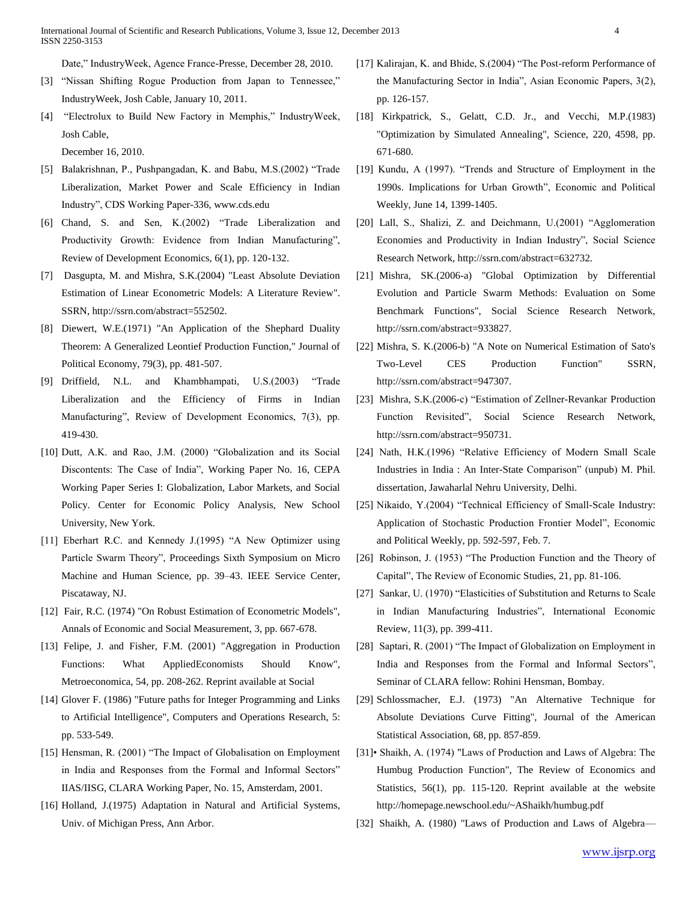Date," IndustryWeek, Agence France-Presse, December 28, 2010.

[3] "Nissan Shifting Rogue Production from Japan to Tennessee," IndustryWeek, Josh Cable, January 10, 2011.

[4] "Electrolux to Build New Factory in Memphis," IndustryWeek, Josh Cable, December 16, 2010.

[5] Balakrishnan, P., Pushpangadan, K. and Babu, M.S.(2002) "Trade Liberalization, Market Power and Scale Efficiency in Indian Industry", CDS Working Paper-336, www.cds.edu

[6] Chand, S. and Sen, K.(2002) "Trade Liberalization and Productivity Growth: Evidence from Indian Manufacturing", Review of Development Economics, 6(1), pp. 120-132.

[7] Dasgupta, M. and Mishra, S.K.(2004) "Least Absolute Deviation Estimation of Linear Econometric Models: A Literature Review". SSRN, http://ssrn.com/abstract=552502.

[8] Diewert, W.E.(1971) "An Application of the Shephard Duality Theorem: A Generalized Leontief Production Function," Journal of Political Economy, 79(3), pp. 481-507.

[9] Driffield, N.L. and Khambhampati, U.S.(2003) "Trade Liberalization and the Efficiency of Firms in Indian Manufacturing", Review of Development Economics, 7(3), pp. 419-430.

[10] Dutt, A.K. and Rao, J.M. (2000) "Globalization and its Social Discontents: The Case of India", Working Paper No. 16, CEPA Working Paper Series I: Globalization, Labor Markets, and Social Policy. Center for Economic Policy Analysis, New School University, New York.

[11] Eberhart R.C. and Kennedy J.(1995) "A New Optimizer using Particle Swarm Theory", Proceedings Sixth Symposium on Micro Machine and Human Science, pp. 39–43. IEEE Service Center, Piscataway, NJ.

[12] Fair, R.C. (1974) "On Robust Estimation of Econometric Models", Annals of Economic and Social Measurement, 3, pp. 667-678.

[13] Felipe, J. and Fisher, F.M. (2001) "Aggregation in Production Functions: What AppliedEconomists Should Know", Metroeconomica, 54, pp. 208-262. Reprint available at Social

[14] Glover F. (1986) "Future paths for Integer Programming and Links to Artificial Intelligence", Computers and Operations Research, 5: pp. 533-549.

[15] Hensman, R. (2001) "The Impact of Globalisation on Employment in India and Responses from the Formal and Informal Sectors" IIAS/IISG, CLARA Working Paper, No. 15, Amsterdam, 2001.

[16] Holland, J.(1975) Adaptation in Natural and Artificial Systems, Univ. of Michigan Press, Ann Arbor.

[17] Kalirajan, K. and Bhide, S.(2004) "The Post-reform Performance of the Manufacturing Sector in India", Asian Economic Papers, 3(2), pp. 126-157.

[18] Kirkpatrick, S., Gelatt, C.D. Jr., and Vecchi, M.P.(1983) "Optimization by Simulated Annealing", Science, 220, 4598, pp. 671-680.

[19] Kundu, A (1997). "Trends and Structure of Employment in the 1990s. Implications for Urban Growth", Economic and Political Weekly, June 14, 1399-1405.

[20] Lall, S., Shalizi, Z. and Deichmann, U.(2001) "Agglomeration Economies and Productivity in Indian Industry", Social Science Research Network, http://ssrn.com/abstract=632732.

[21] Mishra, SK.(2006-a) "Global Optimization by Differential Evolution and Particle Swarm Methods: Evaluation on Some Benchmark Functions", Social Science Research Network, http://ssrn.com/abstract=933827.

[22] Mishra, S. K.(2006-b) "A Note on Numerical Estimation of Sato's Two-Level CES Production Function" SSRN, http://ssrn.com/abstract=947307.

[23] Mishra, S.K.(2006-c) "Estimation of Zellner-Revankar Production Function Revisited", Social Science Research Network, http://ssrn.com/abstract=950731.

[24] Nath, H.K.(1996) "Relative Efficiency of Modern Small Scale Industries in India : An Inter-State Comparison" (unpub) M. Phil. dissertation, Jawaharlal Nehru University, Delhi.

[25] Nikaido, Y.(2004) "Technical Efficiency of Small-Scale Industry: Application of Stochastic Production Frontier Model", Economic and Political Weekly, pp. 592-597, Feb. 7.

[26] Robinson, J. (1953) "The Production Function and the Theory of Capital", The Review of Economic Studies, 21, pp. 81-106.

[27] Sankar, U. (1970) "Elasticities of Substitution and Returns to Scale in Indian Manufacturing Industries", International Economic Review, 11(3), pp. 399-411.

[28] Saptari, R. (2001) "The Impact of Globalization on Employment in India and Responses from the Formal and Informal Sectors", Seminar of CLARA fellow: Rohini Hensman, Bombay.

[29] Schlossmacher, E.J. (1973) "An Alternative Technique for Absolute Deviations Curve Fitting", Journal of the American Statistical Association, 68, pp. 857-859.

[31]• Shaikh, A. (1974) "Laws of Production and Laws of Algebra: The Humbug Production Function", The Review of Economics and Statistics, 56(1), pp. 115-120. Reprint available at the website http://homepage.newschool.edu/~AShaikh/humbug.pdf

[32] Shaikh, A. (1980) "Laws of Production and Laws of Algebra—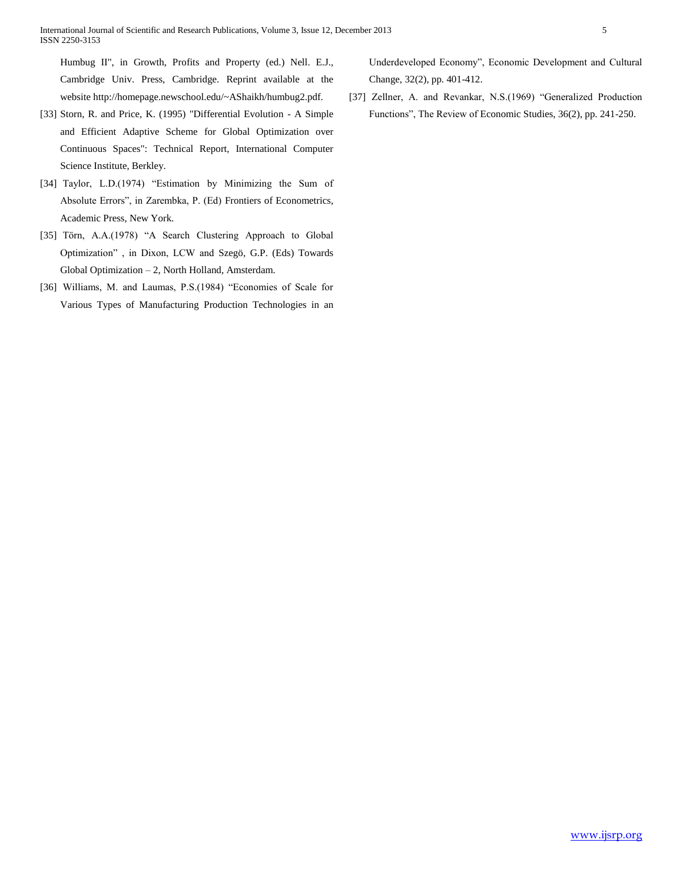Humbug II", in Growth, Profits and Property (ed.) Nell. E.J., Cambridge Univ. Press, Cambridge. Reprint available at the website http://homepage.newschool.edu/~AShaikh/humbug2.pdf.

[33] Storn, R. and Price, K. (1995) "Differential Evolution - A Simple and Efficient Adaptive Scheme for Global Optimization over Continuous Spaces": Technical Report, International Computer Science Institute, Berkley.

[34] Taylor, L.D.(1974) "Estimation by Minimizing the Sum of Absolute Errors", in Zarembka, P. (Ed) Frontiers of Econometrics, Academic Press, New York.

[35] Törn, A.A.(1978) "A Search Clustering Approach to Global Optimization" , in Dixon, LCW and Szegö, G.P. (Eds) Towards Global Optimization – 2, North Holland, Amsterdam.

[36] Williams, M. and Laumas, P.S.(1984) "Economies of Scale for Various Types of Manufacturing Production Technologies in an Underdeveloped Economy", Economic Development and Cultural Change, 32(2), pp. 401-412.

[37] Zellner, A. and Revankar, N.S.(1969) "Generalized Production Functions", The Review of Economic Studies, 36(2), pp. 241-250.